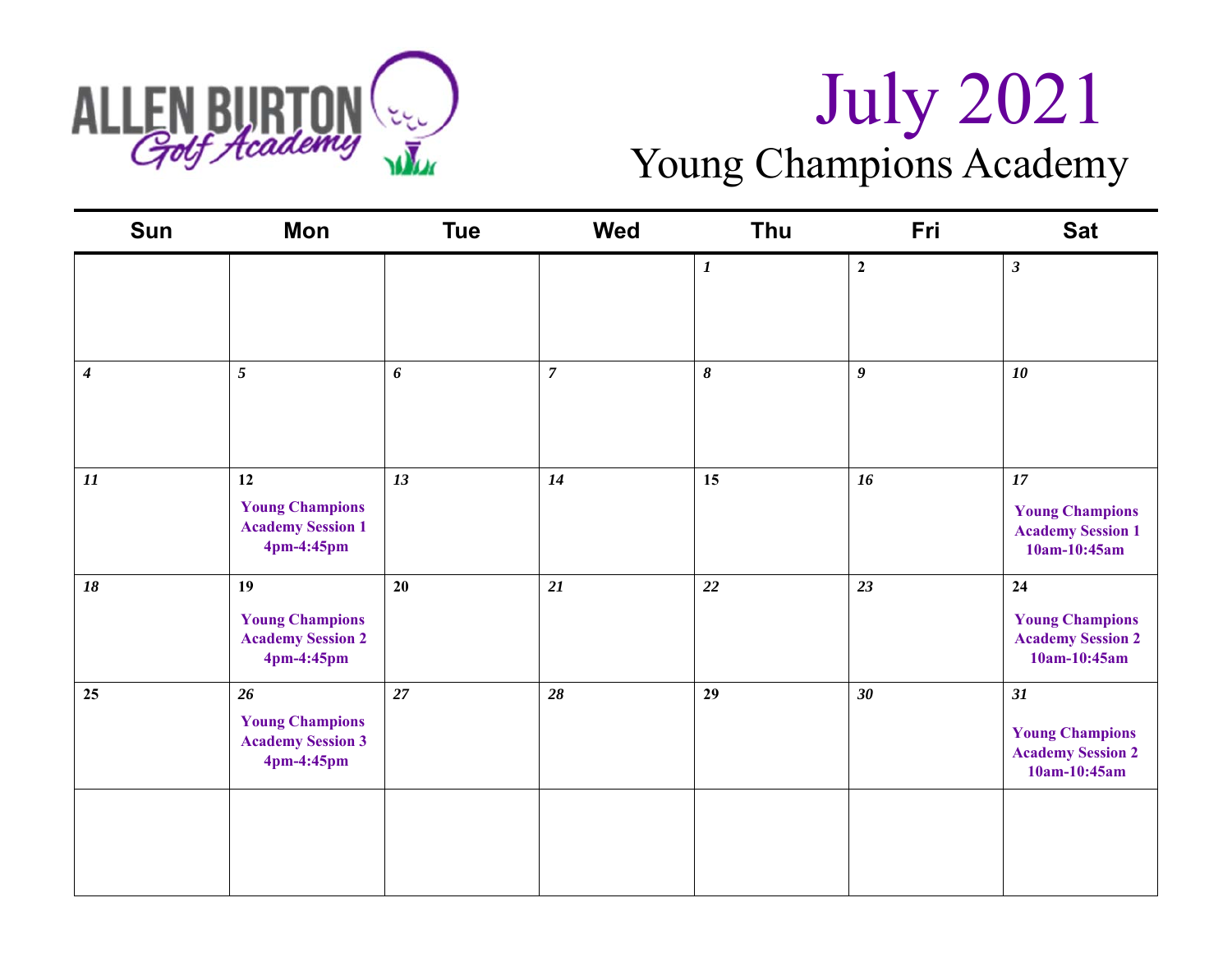# July 2021

## Young Champions Academy

ALLEN BURTON Golf Academy

| Sun | Mon | Tue | Wed | Thu | Fri | Sat |
|---|---|---|---|---|---|---|
| | | | | 1 | 2 | 3 |
| 4 | 5 | 6 | 7 | 8 | 9 | 10 |
| 11 | 12 **Young Champions Academy Session 1 4pm-4:45pm** | 13 | 14 | 15 | 16 | 17 **Young Champions Academy Session 1 10am-10:45am** |
| 18 | 19 **Young Champions Academy Session 2 4pm-4:45pm** | 20 | 21 | 22 | 23 | 24 **Young Champions Academy Session 2 10am-10:45am** |
| 25 | 26 **Young Champions Academy Session 3 4pm-4:45pm** | 27 | 28 | 29 | 30 | 31 **Young Champions Academy Session 2 10am-10:45am** |
| | | | | | | |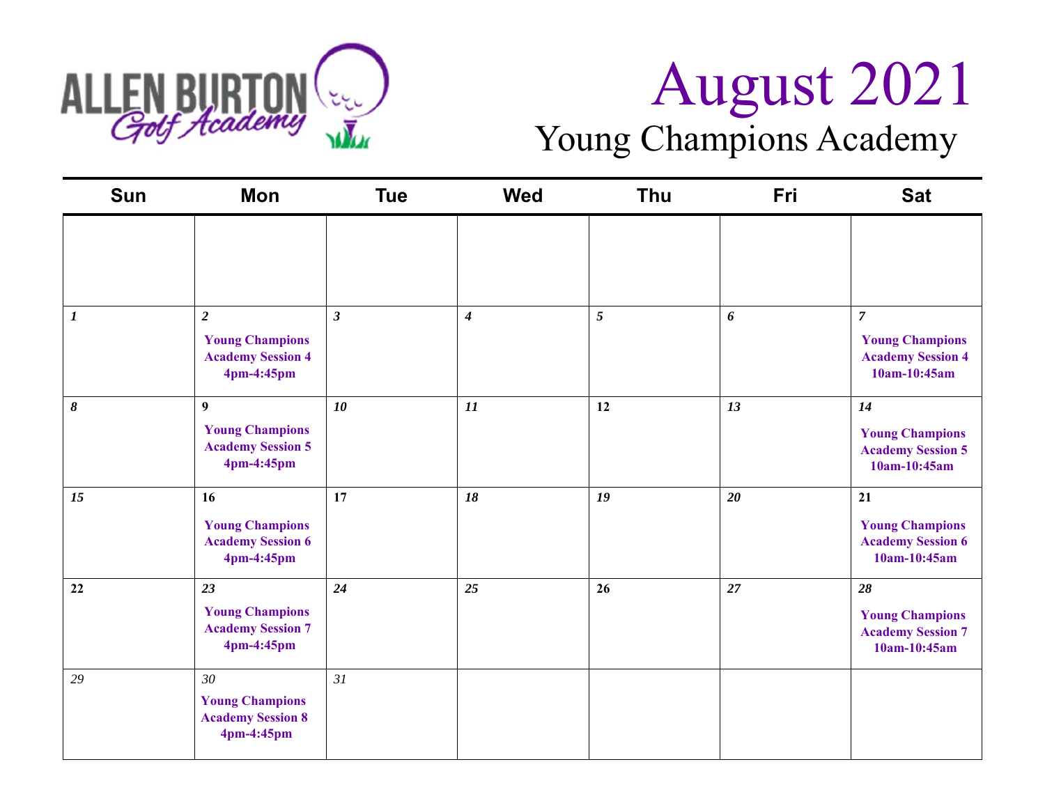ALLEN BURTON Golf Academy

# August 2021

## Young Champions Academy

| Sun | Mon | Tue | Wed | Thu | Fri | Sat |
|---|---|---|---|---|---|---|
| | | | | | | |
| 1 | 2<br>**Young Champions Academy Session 4**<br>**4pm-4:45pm** | 3 | 4 | 5 | 6 | 7<br>**Young Champions Academy Session 4**<br>**10am-10:45am** |
| 8 | 9<br>**Young Champions Academy Session 5**<br>**4pm-4:45pm** | 10 | 11 | 12 | 13 | 14<br>**Young Champions Academy Session 5**<br>**10am-10:45am** |
| 15 | 16<br>**Young Champions Academy Session 6**<br>**4pm-4:45pm** | 17 | 18 | 19 | 20 | 21<br>**Young Champions Academy Session 6**<br>**10am-10:45am** |
| 22 | 23<br>**Young Champions Academy Session 7**<br>**4pm-4:45pm** | 24 | 25 | 26 | 27 | 28<br>**Young Champions Academy Session 7**<br>**10am-10:45am** |
| 29 | 30<br>**Young Champions Academy Session 8**<br>**4pm-4:45pm** | 31 | | | | |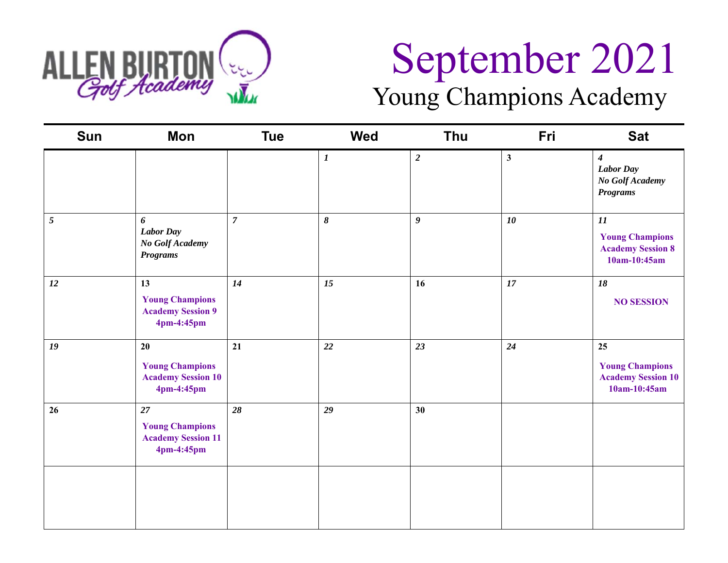ALLEN BURTON Golf Academy

# September 2021

## Young Champions Academy

| Sun | Mon | Tue | Wed | Thu | Fri | Sat |
|---|---|---|---|---|---|---|
| | | | *1* | *2* | 3 | *4* *Labor Day* *No Golf Academy Programs* |
| *5* | *6* *Labor Day* *No Golf Academy Programs* | *7* | *8* | *9* | *10* | *11* **Young Champions Academy Session 8 10am-10:45am** |
| *12* | 13 **Young Champions Academy Session 9 4pm-4:45pm** | *14* | *15* | 16 | *17* | *18* **NO SESSION** |
| *19* | 20 **Young Champions Academy Session 10 4pm-4:45pm** | 21 | *22* | *23* | *24* | 25 **Young Champions Academy Session 10 10am-10:45am** |
| 26 | *27* **Young Champions Academy Session 11 4pm-4:45pm** | *28* | *29* | 30 | | |
| | | | | | | |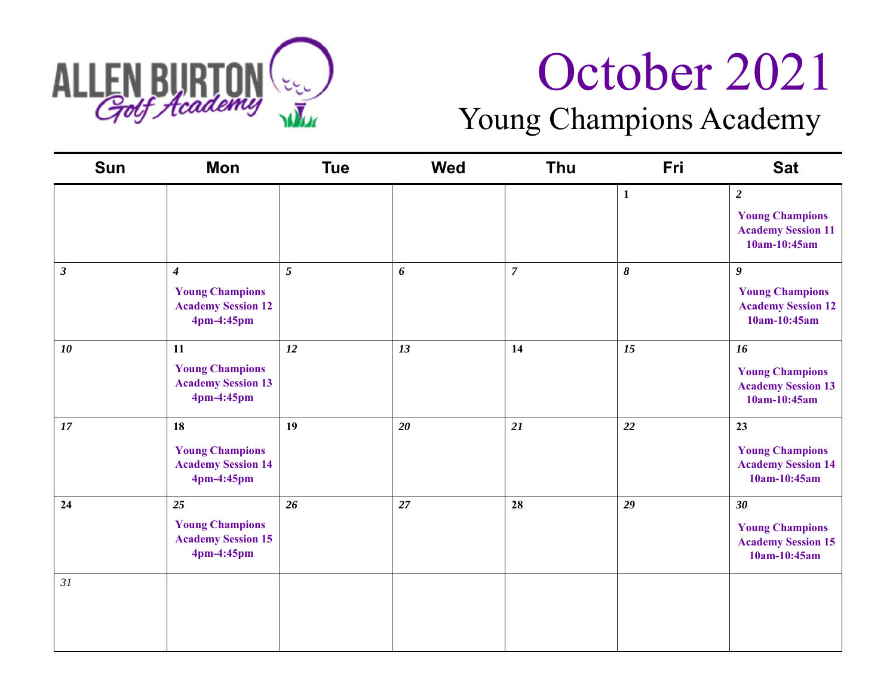ALLEN BURTON Golf Academy

# October 2021

## Young Champions Academy

| Sun | Mon | Tue | Wed | Thu | Fri | Sat |
|---|---|---|---|---|---|---|
| | | | | | 1 | 2 **Young Champions Academy Session 11 10am-10:45am** |
| 3 | 4 **Young Champions Academy Session 12 4pm-4:45pm** | 5 | 6 | 7 | 8 | 9 **Young Champions Academy Session 12 10am-10:45am** |
| 10 | 11 **Young Champions Academy Session 13 4pm-4:45pm** | 12 | 13 | 14 | 15 | 16 **Young Champions Academy Session 13 10am-10:45am** |
| 17 | 18 **Young Champions Academy Session 14 4pm-4:45pm** | 19 | 20 | 21 | 22 | 23 **Young Champions Academy Session 14 10am-10:45am** |
| 24 | 25 **Young Champions Academy Session 15 4pm-4:45pm** | 26 | 27 | 28 | 29 | 30 **Young Champions Academy Session 15 10am-10:45am** |
| 31 | | | | | | |